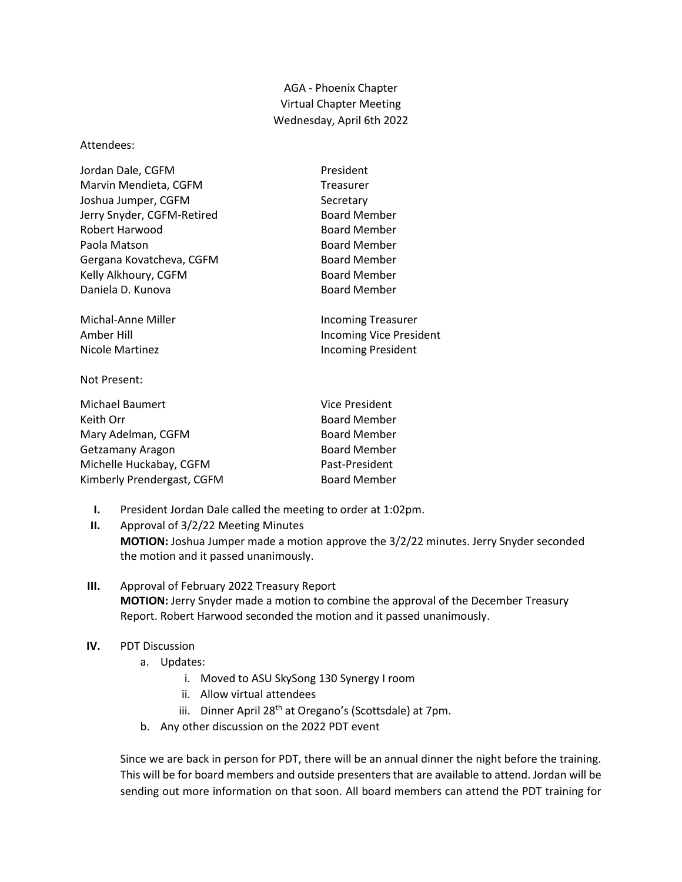AGA - Phoenix Chapter
Virtual Chapter Meeting
Wednesday, April 6th 2022

Attendees:

| | |
|---|---|
| Jordan Dale, CGFM | President |
| Marvin Mendieta, CGFM | Treasurer |
| Joshua Jumper, CGFM | Secretary |
| Jerry Snyder, CGFM-Retired | Board Member |
| Robert Harwood | Board Member |
| Paola Matson | Board Member |
| Gergana Kovatcheva, CGFM | Board Member |
| Kelly Alkhoury, CGFM | Board Member |
| Daniela D. Kunova | Board Member |
| | |
| Michal-Anne Miller | Incoming Treasurer |
| Amber Hill | Incoming Vice President |
| Nicole Martinez | Incoming President |

Not Present:

| | |
|---|---|
| Michael Baumert | Vice President |
| Keith Orr | Board Member |
| Mary Adelman, CGFM | Board Member |
| Getzamany Aragon | Board Member |
| Michelle Huckabay, CGFM | Past-President |
| Kimberly Prendergast, CGFM | Board Member |

I. President Jordan Dale called the meeting to order at 1:02pm.

II. Approval of 3/2/22 Meeting Minutes
**MOTION:** Joshua Jumper made a motion approve the 3/2/22 minutes. Jerry Snyder seconded the motion and it passed unanimously.

III. Approval of February 2022 Treasury Report
**MOTION:** Jerry Snyder made a motion to combine the approval of the December Treasury Report. Robert Harwood seconded the motion and it passed unanimously.

IV. PDT Discussion
   a. Updates:
      i. Moved to ASU SkySong 130 Synergy I room
      ii. Allow virtual attendees
      iii. Dinner April 28th at Oregano's (Scottsdale) at 7pm.
   b. Any other discussion on the 2022 PDT event

Since we are back in person for PDT, there will be an annual dinner the night before the training. This will be for board members and outside presenters that are available to attend. Jordan will be sending out more information on that soon. All board members can attend the PDT training for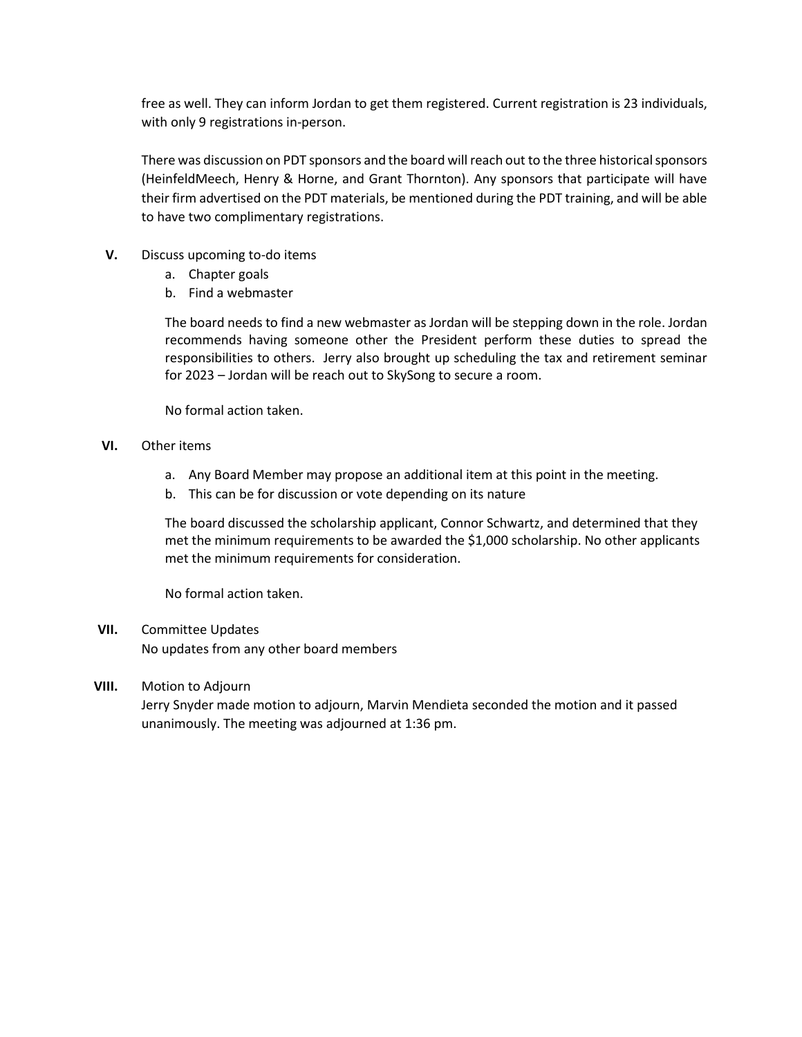free as well. They can inform Jordan to get them registered. Current registration is 23 individuals, with only 9 registrations in-person.

There was discussion on PDT sponsors and the board will reach out to the three historical sponsors (HeinfeldMeech, Henry & Horne, and Grant Thornton). Any sponsors that participate will have their firm advertised on the PDT materials, be mentioned during the PDT training, and will be able to have two complimentary registrations.

**V.** Discuss upcoming to-do items

a. Chapter goals
b. Find a webmaster

The board needs to find a new webmaster as Jordan will be stepping down in the role. Jordan recommends having someone other the President perform these duties to spread the responsibilities to others. Jerry also brought up scheduling the tax and retirement seminar for 2023 – Jordan will be reach out to SkySong to secure a room.

No formal action taken.

**VI.** Other items

a. Any Board Member may propose an additional item at this point in the meeting.
b. This can be for discussion or vote depending on its nature

The board discussed the scholarship applicant, Connor Schwartz, and determined that they met the minimum requirements to be awarded the $1,000 scholarship. No other applicants met the minimum requirements for consideration.

No formal action taken.

**VII.** Committee Updates
No updates from any other board members

**VIII.** Motion to Adjourn
Jerry Snyder made motion to adjourn, Marvin Mendieta seconded the motion and it passed unanimously. The meeting was adjourned at 1:36 pm.